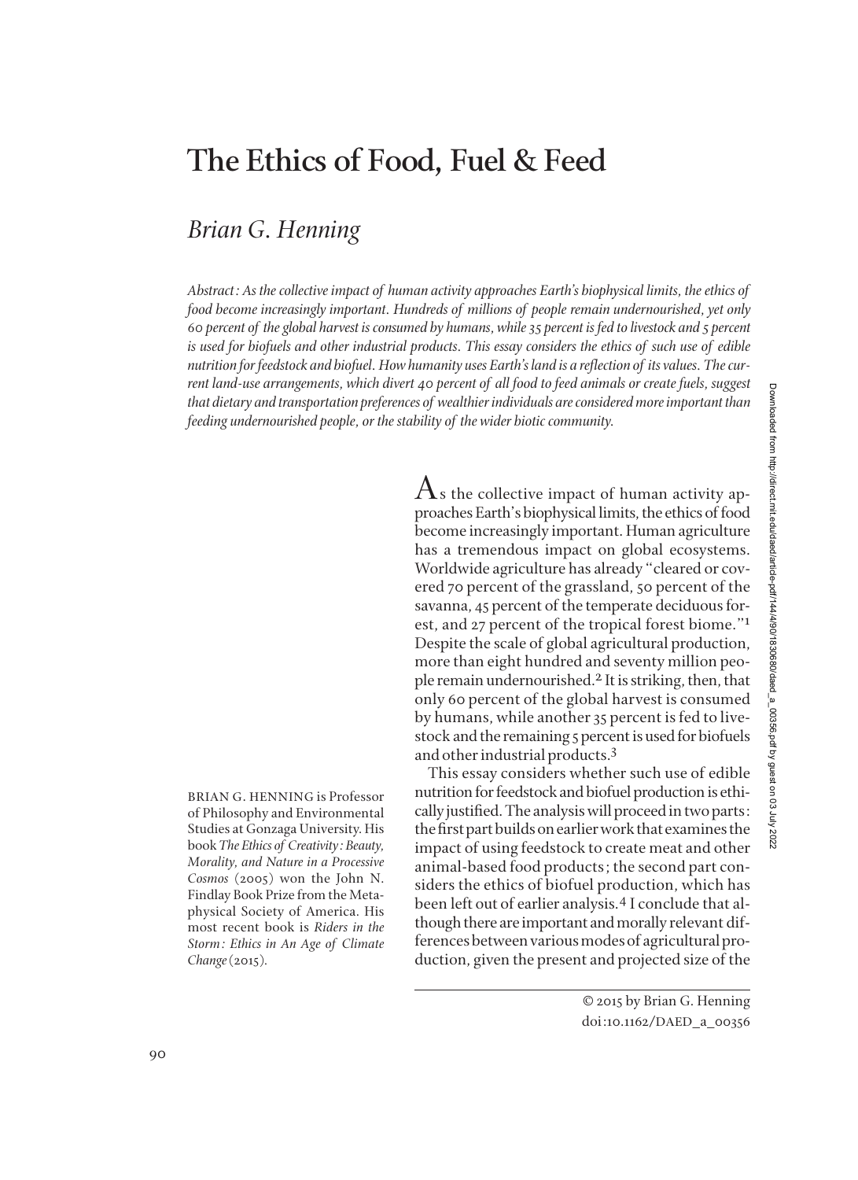# The Ethics of Food, Fuel & Feed

## *Brian G. Henning*

*Abstract: As the collective impact of human activity approaches Earth's biophysical limits, the ethics of food become increasingly important. Hundreds of millions of people remain undernourished, yet only 60 percent of the global harvest is consumed by humans, while 35 percent is fed to livestock and 5 percent is used for biofuels and other industrial products. This essay considers the ethics of such use of edible nutrition for feedstock and biofuel. How humanity uses Earth's land is a reflection of its values. The current land-use arrangements, which divert 40 percent of all food to feed animals or create fuels, suggest that dietary and transportation preferences of wealthier individuals are considered more important than feeding undernourished people, or the stability of the wider biotic community.*

As the collective impact of human activity approaches Earth's biophysical limits, the ethics of food become increasingly important. Human agriculture has a tremendous impact on global ecosystems. Worldwide agriculture has already "cleared or covered 70 percent of the grassland, 50 percent of the savanna, 45 percent of the temperate deciduous forest, and 27 percent of the tropical forest biome."[1] Despite the scale of global agricultural production, more than eight hundred and seventy million people remain undernourished.[2] It is striking, then, that only 60 percent of the global harvest is consumed by humans, while another 35 percent is fed to livestock and the remaining 5 percent is used for biofuels and other industrial products.[3]

This essay considers whether such use of edible nutrition for feedstock and biofuel production is ethically justified. The analysis will proceed in two parts: the first part builds on earlier work that examines the impact of using feedstock to create meat and other animal-based food products; the second part considers the ethics of biofuel production, which has been left out of earlier analysis.[4] I conclude that although there are important and morally relevant differences between various modes of agricultural production, given the present and projected size of the

BRIAN G. HENNING is Professor of Philosophy and Environmental Studies at Gonzaga University. His book *The Ethics of Creativity: Beauty, Morality, and Nature in a Processive Cosmos* (2005) won the John N. Findlay Book Prize from the Metaphysical Society of America. His most recent book is *Riders in the Storm: Ethics in An Age of Climate Change* (2015).

© 2015 by Brian G. Henning
doi:10.1162/DAED_a_00356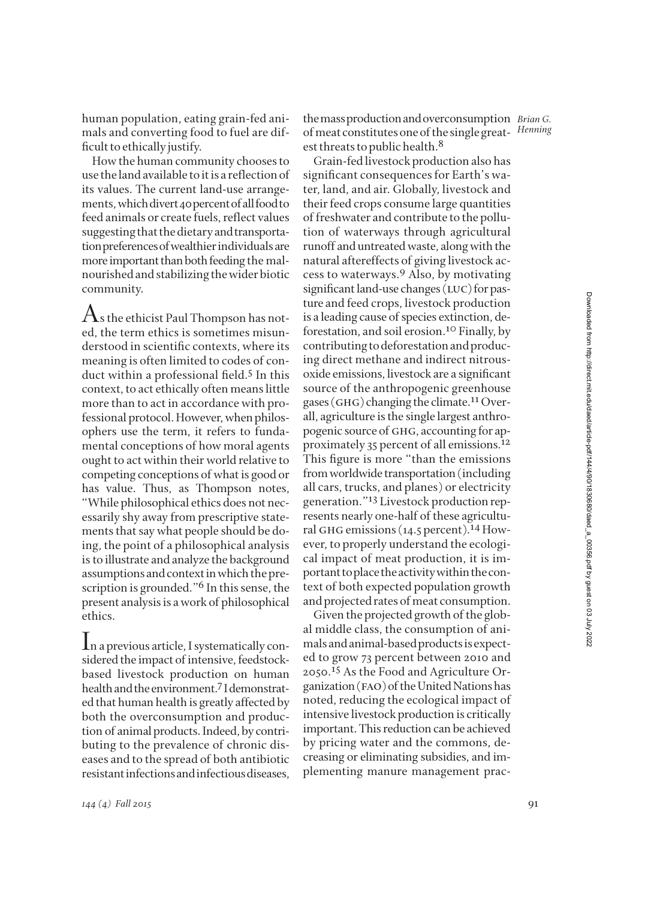human population, eating grain-fed animals and converting food to fuel are difficult to ethically justify.

How the human community chooses to use the land available to it is a reflection of its values. The current land-use arrangements, which divert 40 percent of all food to feed animals or create fuels, reflect values suggesting that the dietary and transportation preferences of wealthier individuals are more important than both feeding the malnourished and stabilizing the wider biotic community.

As the ethicist Paul Thompson has noted, the term ethics is sometimes misunderstood in scientific contexts, where its meaning is often limited to codes of conduct within a professional field.[5] In this context, to act ethically often means little more than to act in accordance with professional protocol. However, when philosophers use the term, it refers to fundamental conceptions of how moral agents ought to act within their world relative to competing conceptions of what is good or has value. Thus, as Thompson notes, "While philosophical ethics does not necessarily shy away from prescriptive statements that say what people should be doing, the point of a philosophical analysis is to illustrate and analyze the background assumptions and context in which the prescription is grounded."[6] In this sense, the present analysis is a work of philosophical ethics.

In a previous article, I systematically considered the impact of intensive, feedstock-based livestock production on human health and the environment.[7] I demonstrated that human health is greatly affected by both the overconsumption and production of animal products. Indeed, by contributing to the prevalence of chronic diseases and to the spread of both antibiotic resistant infections and infectious diseases, the mass production and overconsumption of meat constitutes one of the single greatest threats to public health.[8]

Grain-fed livestock production also has significant consequences for Earth's water, land, and air. Globally, livestock and their feed crops consume large quantities of freshwater and contribute to the pollution of waterways through agricultural runoff and untreated waste, along with the natural aftereffects of giving livestock access to waterways.[9] Also, by motivating significant land-use changes (LUC) for pasture and feed crops, livestock production is a leading cause of species extinction, deforestation, and soil erosion.[10] Finally, by contributing to deforestation and producing direct methane and indirect nitrous-oxide emissions, livestock are a significant source of the anthropogenic greenhouse gases (GHG) changing the climate.[11] Overall, agriculture is the single largest anthropogenic source of GHG, accounting for approximately 35 percent of all emissions.[12] This figure is more "than the emissions from worldwide transportation (including all cars, trucks, and planes) or electricity generation."[13] Livestock production represents nearly one-half of these agricultural GHG emissions (14.5 percent).[14] However, to properly understand the ecological impact of meat production, it is important to place the activity within the context of both expected population growth and projected rates of meat consumption.

Given the projected growth of the global middle class, the consumption of animals and animal-based products is expected to grow 73 percent between 2010 and 2050.[15] As the Food and Agriculture Organization (FAO) of the United Nations has noted, reducing the ecological impact of intensive livestock production is critically important. This reduction can be achieved by pricing water and the commons, decreasing or eliminating subsidies, and implementing manure management prac-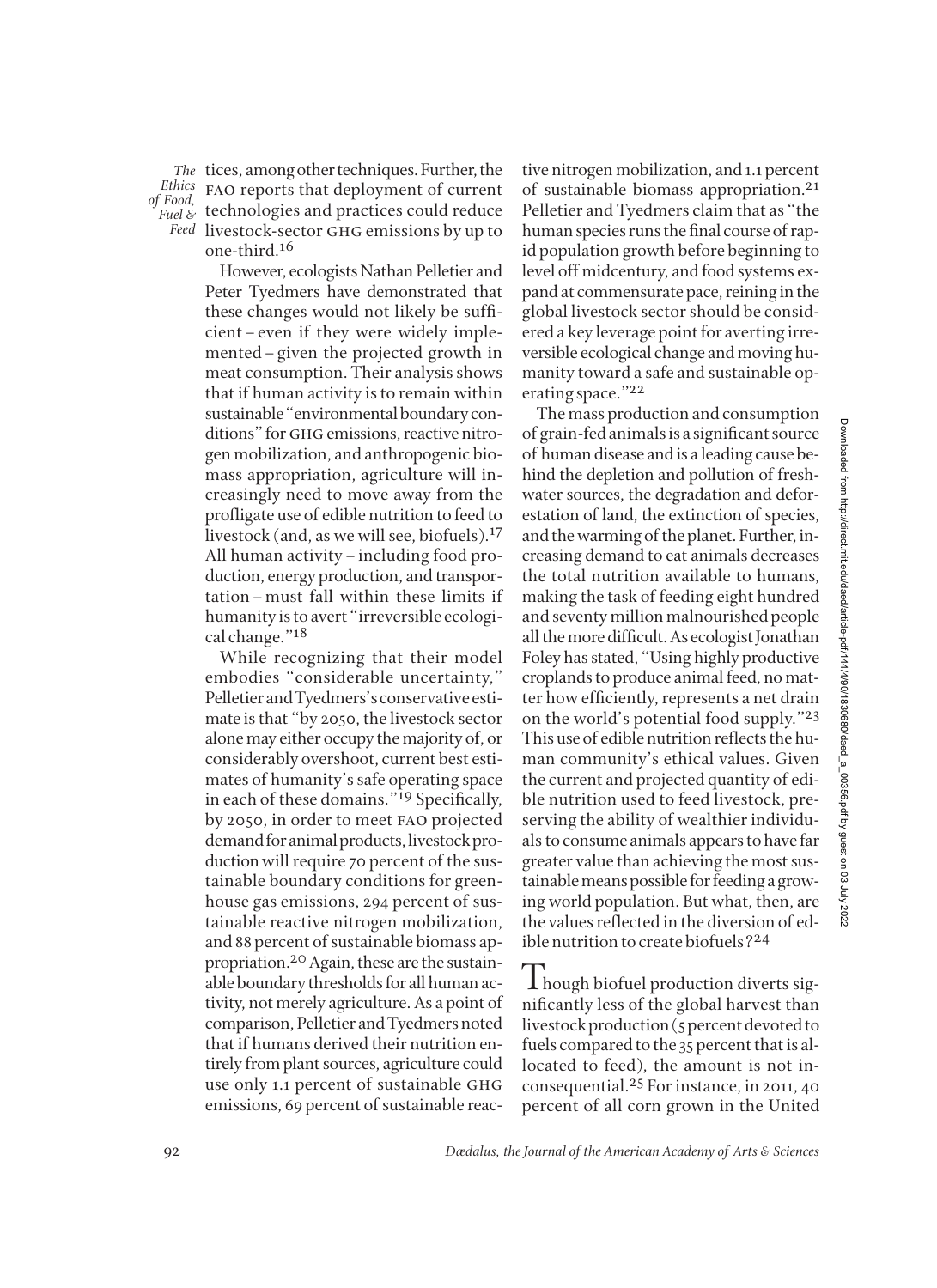tices, among other techniques. Further, the FAO reports that deployment of current technologies and practices could reduce livestock-sector GHG emissions by up to one-third.[16]

However, ecologists Nathan Pelletier and Peter Tyedmers have demonstrated that these changes would not likely be sufficient – even if they were widely implemented – given the projected growth in meat consumption. Their analysis shows that if human activity is to remain within sustainable "environmental boundary conditions" for GHG emissions, reactive nitrogen mobilization, and anthropogenic biomass appropriation, agriculture will increasingly need to move away from the profligate use of edible nutrition to feed to livestock (and, as we will see, biofuels).[17] All human activity – including food production, energy production, and transportation – must fall within these limits if humanity is to avert "irreversible ecological change."[18]

While recognizing that their model embodies "considerable uncertainty," Pelletier and Tyedmers's conservative estimate is that "by 2050, the livestock sector alone may either occupy the majority of, or considerably overshoot, current best estimates of humanity's safe operating space in each of these domains."[19] Specifically, by 2050, in order to meet FAO projected demand for animal products, livestock production will require 70 percent of the sustainable boundary conditions for greenhouse gas emissions, 294 percent of sustainable reactive nitrogen mobilization, and 88 percent of sustainable biomass appropriation.[20] Again, these are the sustainable boundary thresholds for all human activity, not merely agriculture. As a point of comparison, Pelletier and Tyedmers noted that if humans derived their nutrition entirely from plant sources, agriculture could use only 1.1 percent of sustainable GHG emissions, 69 percent of sustainable reactive nitrogen mobilization, and 1.1 percent of sustainable biomass appropriation.[21] Pelletier and Tyedmers claim that as "the human species runs the final course of rapid population growth before beginning to level off midcentury, and food systems expand at commensurate pace, reining in the global livestock sector should be considered a key leverage point for averting irreversible ecological change and moving humanity toward a safe and sustainable operating space."[22]

The mass production and consumption of grain-fed animals is a significant source of human disease and is a leading cause behind the depletion and pollution of freshwater sources, the degradation and deforestation of land, the extinction of species, and the warming of the planet. Further, increasing demand to eat animals decreases the total nutrition available to humans, making the task of feeding eight hundred and seventy million malnourished people all the more difficult. As ecologist Jonathan Foley has stated, "Using highly productive croplands to produce animal feed, no matter how efficiently, represents a net drain on the world's potential food supply."[23] This use of edible nutrition reflects the human community's ethical values. Given the current and projected quantity of edible nutrition used to feed livestock, preserving the ability of wealthier individuals to consume animals appears to have far greater value than achieving the most sustainable means possible for feeding a growing world population. But what, then, are the values reflected in the diversion of edible nutrition to create biofuels?[24]

Though biofuel production diverts significantly less of the global harvest than livestock production (5 percent devoted to fuels compared to the 35 percent that is allocated to feed), the amount is not inconsequential.[25] For instance, in 2011, 40 percent of all corn grown in the United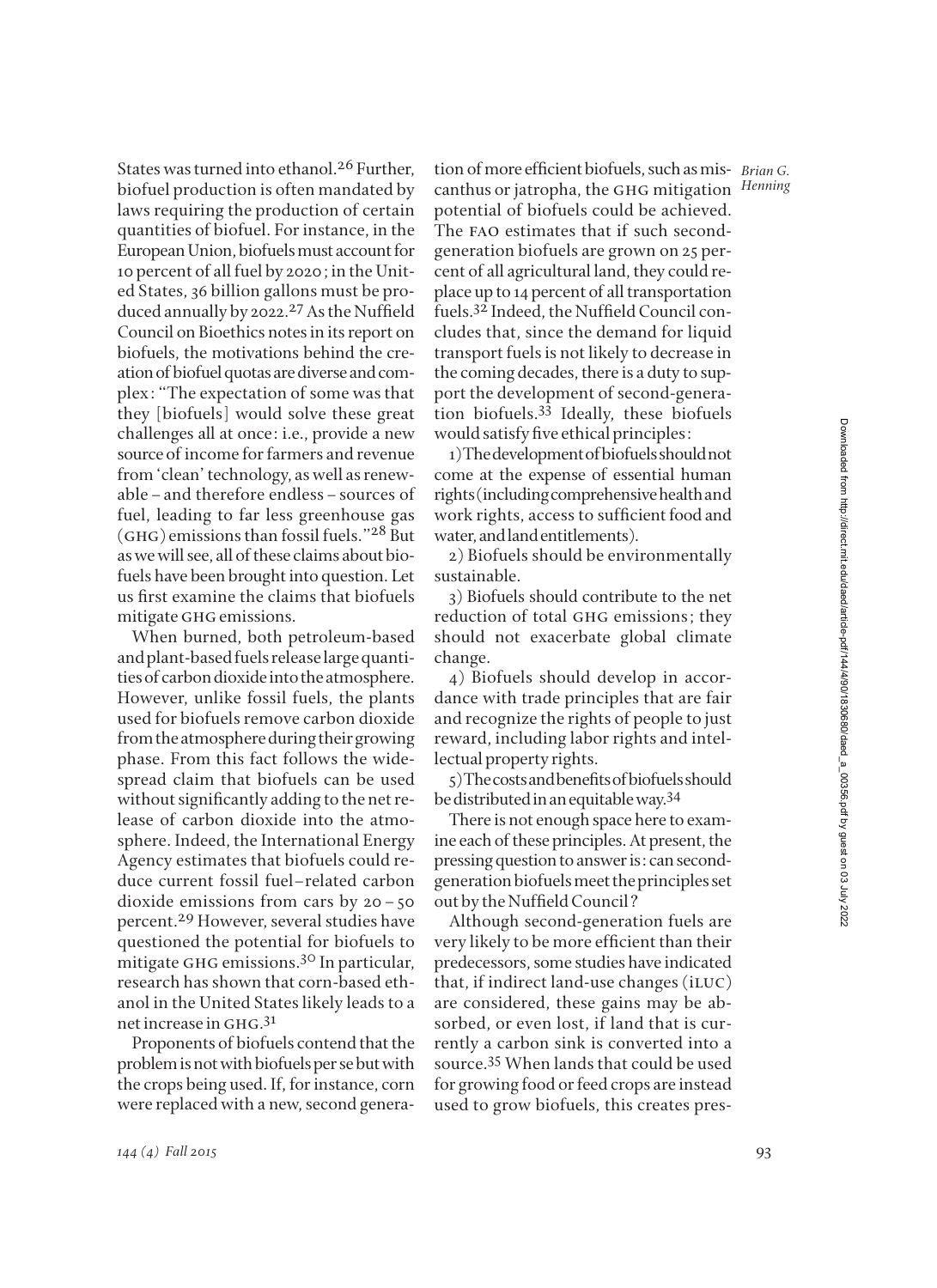States was turned into ethanol.[26] Further, biofuel production is often mandated by laws requiring the production of certain quantities of biofuel. For instance, in the European Union, biofuels must account for 10 percent of all fuel by 2020; in the United States, 36 billion gallons must be produced annually by 2022.[27] As the Nuffield Council on Bioethics notes in its report on biofuels, the motivations behind the creation of biofuel quotas are diverse and complex: "The expectation of some was that they [biofuels] would solve these great challenges all at once: i.e., provide a new source of income for farmers and revenue from 'clean' technology, as well as renewable – and therefore endless – sources of fuel, leading to far less greenhouse gas (GHG) emissions than fossil fuels."[28] But as we will see, all of these claims about biofuels have been brought into question. Let us first examine the claims that biofuels mitigate GHG emissions.

When burned, both petroleum-based and plant-based fuels release large quantities of carbon dioxide into the atmosphere. However, unlike fossil fuels, the plants used for biofuels remove carbon dioxide from the atmosphere during their growing phase. From this fact follows the widespread claim that biofuels can be used without significantly adding to the net release of carbon dioxide into the atmosphere. Indeed, the International Energy Agency estimates that biofuels could reduce current fossil fuel–related carbon dioxide emissions from cars by 20–50 percent.[29] However, several studies have questioned the potential for biofuels to mitigate GHG emissions.[30] In particular, research has shown that corn-based ethanol in the United States likely leads to a net increase in GHG.[31]

Proponents of biofuels contend that the problem is not with biofuels per se but with the crops being used. If, for instance, corn were replaced with a new, second generation of more efficient biofuels, such as miscanthus or jatropha, the GHG mitigation potential of biofuels could be achieved. The FAO estimates that if such second-generation biofuels are grown on 25 percent of all agricultural land, they could replace up to 14 percent of all transportation fuels.[32] Indeed, the Nuffield Council concludes that, since the demand for liquid transport fuels is not likely to decrease in the coming decades, there is a duty to support the development of second-generation biofuels.[33] Ideally, these biofuels would satisfy five ethical principles:

1) The development of biofuels should not come at the expense of essential human rights (including comprehensive health and work rights, access to sufficient food and water, and land entitlements).

2) Biofuels should be environmentally sustainable.

3) Biofuels should contribute to the net reduction of total GHG emissions; they should not exacerbate global climate change.

4) Biofuels should develop in accordance with trade principles that are fair and recognize the rights of people to just reward, including labor rights and intellectual property rights.

5) The costs and benefits of biofuels should be distributed in an equitable way.[34]

There is not enough space here to examine each of these principles. At present, the pressing question to answer is: can second-generation biofuels meet the principles set out by the Nuffield Council?

Although second-generation fuels are very likely to be more efficient than their predecessors, some studies have indicated that, if indirect land-use changes (iLUC) are considered, these gains may be absorbed, or even lost, if land that is currently a carbon sink is converted into a source.[35] When lands that could be used for growing food or feed crops are instead used to grow biofuels, this creates pres-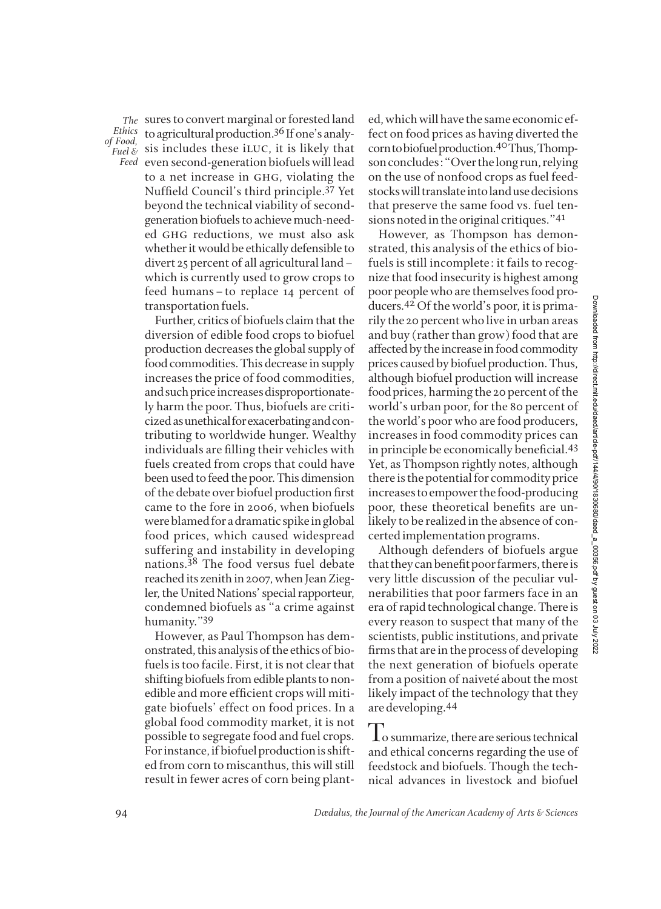sures to convert marginal or forested land to agricultural production.[36] If one's analysis includes these iLUC, it is likely that even second-generation biofuels will lead to a net increase in GHG, violating the Nuffield Council's third principle.[37] Yet beyond the technical viability of second-generation biofuels to achieve much-needed GHG reductions, we must also ask whether it would be ethically defensible to divert 25 percent of all agricultural land – which is currently used to grow crops to feed humans – to replace 14 percent of transportation fuels.

Further, critics of biofuels claim that the diversion of edible food crops to biofuel production decreases the global supply of food commodities. This decrease in supply increases the price of food commodities, and such price increases disproportionately harm the poor. Thus, biofuels are criticized as unethical for exacerbating and contributing to worldwide hunger. Wealthy individuals are filling their vehicles with fuels created from crops that could have been used to feed the poor. This dimension of the debate over biofuel production first came to the fore in 2006, when biofuels were blamed for a dramatic spike in global food prices, which caused widespread suffering and instability in developing nations.[38] The food versus fuel debate reached its zenith in 2007, when Jean Ziegler, the United Nations' special rapporteur, condemned biofuels as "a crime against humanity."[39]

However, as Paul Thompson has demonstrated, this analysis of the ethics of biofuels is too facile. First, it is not clear that shifting biofuels from edible plants to nonedible and more efficient crops will mitigate biofuels' effect on food prices. In a global food commodity market, it is not possible to segregate food and fuel crops. For instance, if biofuel production is shifted from corn to miscanthus, this will still result in fewer acres of corn being planted, which will have the same economic effect on food prices as having diverted the corn to biofuel production.[40] Thus, Thompson concludes: "Over the long run, relying on the use of nonfood crops as fuel feedstocks will translate into land use decisions that preserve the same food vs. fuel tensions noted in the original critiques."[41]

However, as Thompson has demonstrated, this analysis of the ethics of biofuels is still incomplete: it fails to recognize that food insecurity is highest among poor people who are themselves food producers.[42] Of the world's poor, it is primarily the 20 percent who live in urban areas and buy (rather than grow) food that are affected by the increase in food commodity prices caused by biofuel production. Thus, although biofuel production will increase food prices, harming the 20 percent of the world's urban poor, for the 80 percent of the world's poor who are food producers, increases in food commodity prices can in principle be economically beneficial.[43] Yet, as Thompson rightly notes, although there is the potential for commodity price increases to empower the food-producing poor, these theoretical benefits are unlikely to be realized in the absence of concerted implementation programs.

Although defenders of biofuels argue that they can benefit poor farmers, there is very little discussion of the peculiar vulnerabilities that poor farmers face in an era of rapid technological change. There is every reason to suspect that many of the scientists, public institutions, and private firms that are in the process of developing the next generation of biofuels operate from a position of naiveté about the most likely impact of the technology that they are developing.[44]

To summarize, there are serious technical and ethical concerns regarding the use of feedstock and biofuels. Though the technical advances in livestock and biofuel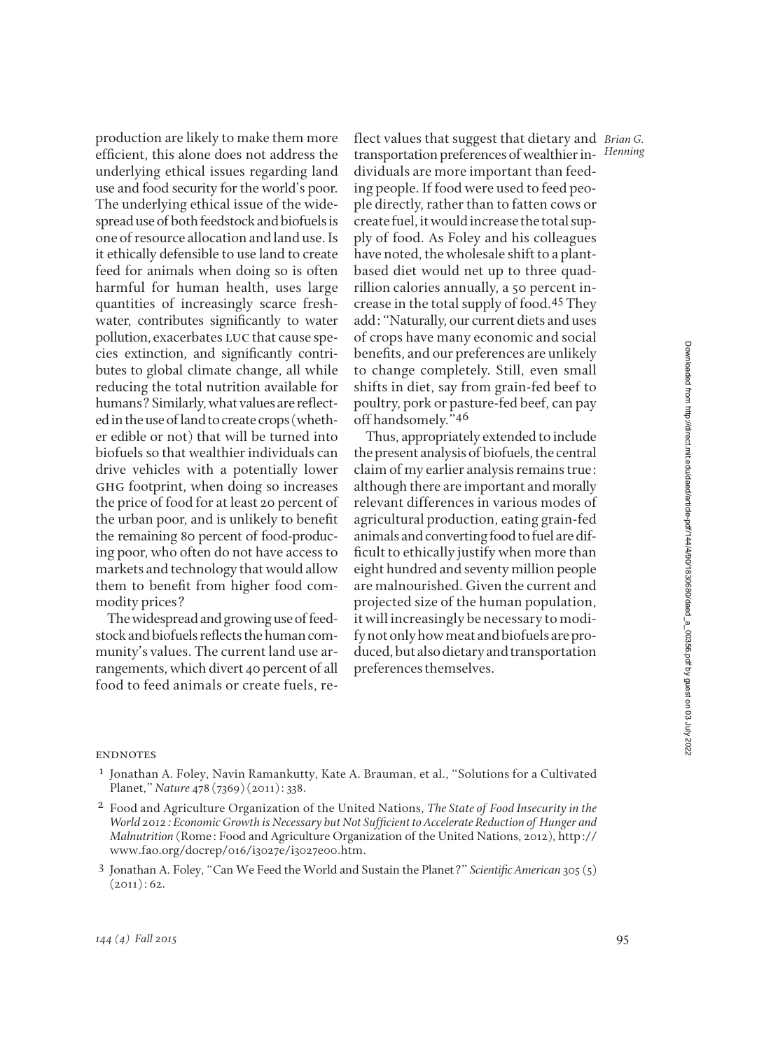production are likely to make them more efficient, this alone does not address the underlying ethical issues regarding land use and food security for the world's poor. The underlying ethical issue of the widespread use of both feedstock and biofuels is one of resource allocation and land use. Is it ethically defensible to use land to create feed for animals when doing so is often harmful for human health, uses large quantities of increasingly scarce freshwater, contributes significantly to water pollution, exacerbates LUC that cause species extinction, and significantly contributes to global climate change, all while reducing the total nutrition available for humans? Similarly, what values are reflected in the use of land to create crops (whether edible or not) that will be turned into biofuels so that wealthier individuals can drive vehicles with a potentially lower GHG footprint, when doing so increases the price of food for at least 20 percent of the urban poor, and is unlikely to benefit the remaining 80 percent of food-producing poor, who often do not have access to markets and technology that would allow them to benefit from higher food commodity prices?

The widespread and growing use of feedstock and biofuels reflects the human community's values. The current land use arrangements, which divert 40 percent of all food to feed animals or create fuels, reflect values that suggest that dietary and transportation preferences of wealthier individuals are more important than feeding people. If food were used to feed people directly, rather than to fatten cows or create fuel, it would increase the total supply of food. As Foley and his colleagues have noted, the wholesale shift to a plant-based diet would net up to three quadrillion calories annually, a 50 percent increase in the total supply of food.[45] They add: "Naturally, our current diets and uses of crops have many economic and social benefits, and our preferences are unlikely to change completely. Still, even small shifts in diet, say from grain-fed beef to poultry, pork or pasture-fed beef, can pay off handsomely."[46]

Thus, appropriately extended to include the present analysis of biofuels, the central claim of my earlier analysis remains true: although there are important and morally relevant differences in various modes of agricultural production, eating grain-fed animals and converting food to fuel are difficult to ethically justify when more than eight hundred and seventy million people are malnourished. Given the current and projected size of the human population, it will increasingly be necessary to modify not only how meat and biofuels are produced, but also dietary and transportation preferences themselves.

## ENDNOTES

1 Jonathan A. Foley, Navin Ramankutty, Kate A. Brauman, et al., "Solutions for a Cultivated Planet," *Nature* 478 (7369) (2011): 338.

2 Food and Agriculture Organization of the United Nations, *The State of Food Insecurity in the World 2012: Economic Growth is Necessary but Not Sufficient to Accelerate Reduction of Hunger and Malnutrition* (Rome: Food and Agriculture Organization of the United Nations, 2012), http://www.fao.org/docrep/016/i3027e/i3027e00.htm.

3 Jonathan A. Foley, "Can We Feed the World and Sustain the Planet?" *Scientific American* 305 (5) (2011): 62.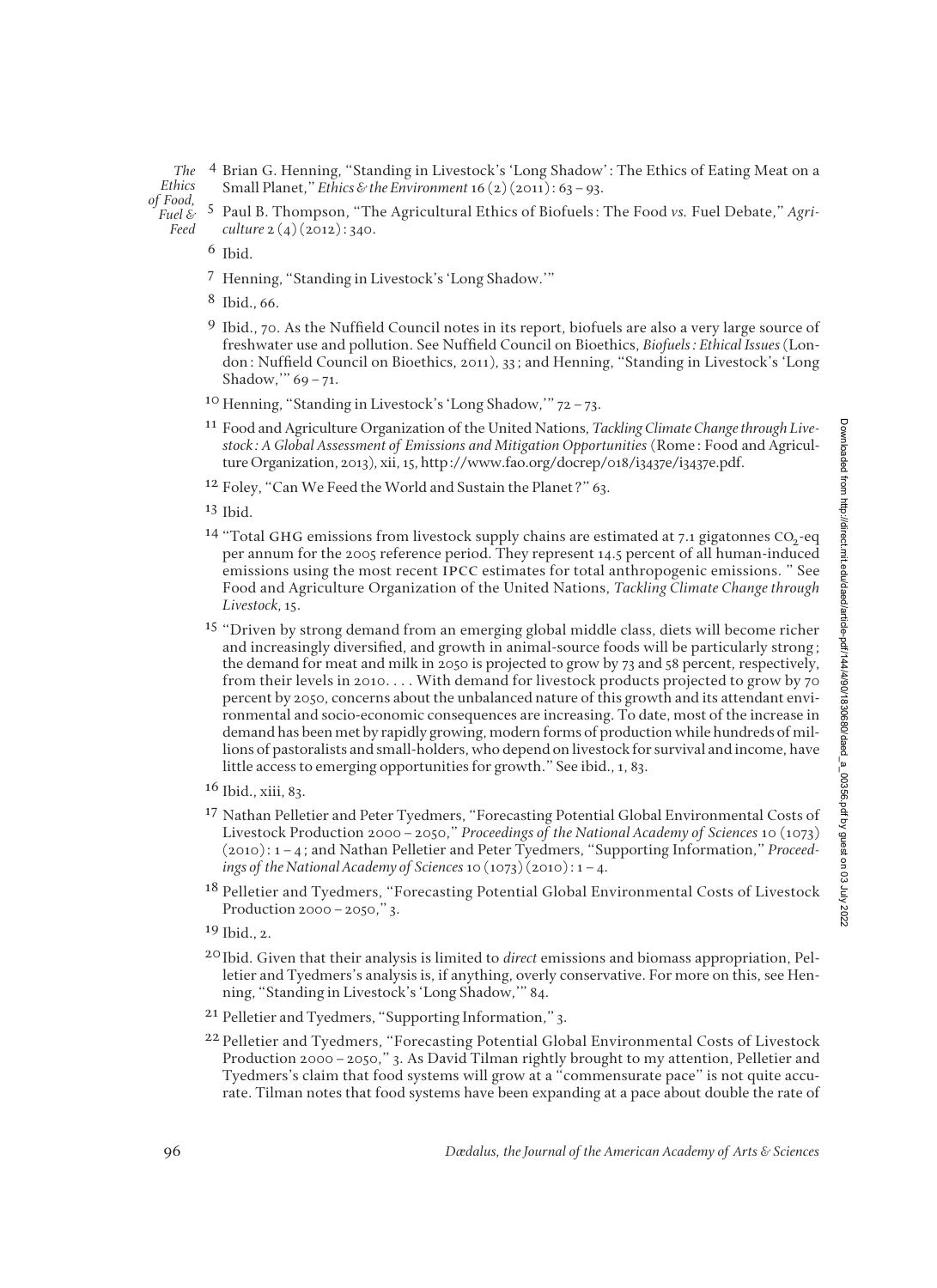4 Brian G. Henning, "Standing in Livestock's 'Long Shadow': The Ethics of Eating Meat on a Small Planet," *Ethics & the Environment* 16 (2) (2011): 63 – 93.

5 Paul B. Thompson, "The Agricultural Ethics of Biofuels: The Food *vs.* Fuel Debate," *Agriculture* 2 (4) (2012): 340.

6 Ibid.

7 Henning, "Standing in Livestock's 'Long Shadow.'"

8 Ibid., 66.

9 Ibid., 70. As the Nuffield Council notes in its report, biofuels are also a very large source of freshwater use and pollution. See Nuffield Council on Bioethics, *Biofuels: Ethical Issues* (London: Nuffield Council on Bioethics, 2011), 33; and Henning, "Standing in Livestock's 'Long Shadow,'" 69 – 71.

10 Henning, "Standing in Livestock's 'Long Shadow,'" 72 – 73.

11 Food and Agriculture Organization of the United Nations, *Tackling Climate Change through Livestock: A Global Assessment of Emissions and Mitigation Opportunities* (Rome: Food and Agriculture Organization, 2013), xii, 15, http://www.fao.org/docrep/018/i3437e/i3437e.pdf.

12 Foley, "Can We Feed the World and Sustain the Planet?" 63.

13 Ibid.

14 "Total GHG emissions from livestock supply chains are estimated at 7.1 gigatonnes $CO_2$-eq per annum for the 2005 reference period. They represent 14.5 percent of all human-induced emissions using the most recent IPCC estimates for total anthropogenic emissions. " See Food and Agriculture Organization of the United Nations, *Tackling Climate Change through Livestock*, 15.

15 "Driven by strong demand from an emerging global middle class, diets will become richer and increasingly diversified, and growth in animal-source foods will be particularly strong; the demand for meat and milk in 2050 is projected to grow by 73 and 58 percent, respectively, from their levels in 2010. . . . With demand for livestock products projected to grow by 70 percent by 2050, concerns about the unbalanced nature of this growth and its attendant environmental and socio-economic consequences are increasing. To date, most of the increase in demand has been met by rapidly growing, modern forms of production while hundreds of millions of pastoralists and small-holders, who depend on livestock for survival and income, have little access to emerging opportunities for growth." See ibid., 1, 83.

16 Ibid., xiii, 83.

17 Nathan Pelletier and Peter Tyedmers, "Forecasting Potential Global Environmental Costs of Livestock Production 2000 – 2050," *Proceedings of the National Academy of Sciences* 10 (1073) (2010): 1 – 4; and Nathan Pelletier and Peter Tyedmers, "Supporting Information," *Proceedings of the National Academy of Sciences* 10 (1073) (2010): 1 – 4.

18 Pelletier and Tyedmers, "Forecasting Potential Global Environmental Costs of Livestock Production 2000 – 2050," 3.

19 Ibid., 2.

20 Ibid. Given that their analysis is limited to *direct* emissions and biomass appropriation, Pelletier and Tyedmers's analysis is, if anything, overly conservative. For more on this, see Henning, "Standing in Livestock's 'Long Shadow,'" 84.

21 Pelletier and Tyedmers, "Supporting Information," 3.

22 Pelletier and Tyedmers, "Forecasting Potential Global Environmental Costs of Livestock Production 2000 – 2050," 3. As David Tilman rightly brought to my attention, Pelletier and Tyedmers's claim that food systems will grow at a "commensurate pace" is not quite accurate. Tilman notes that food systems have been expanding at a pace about double the rate of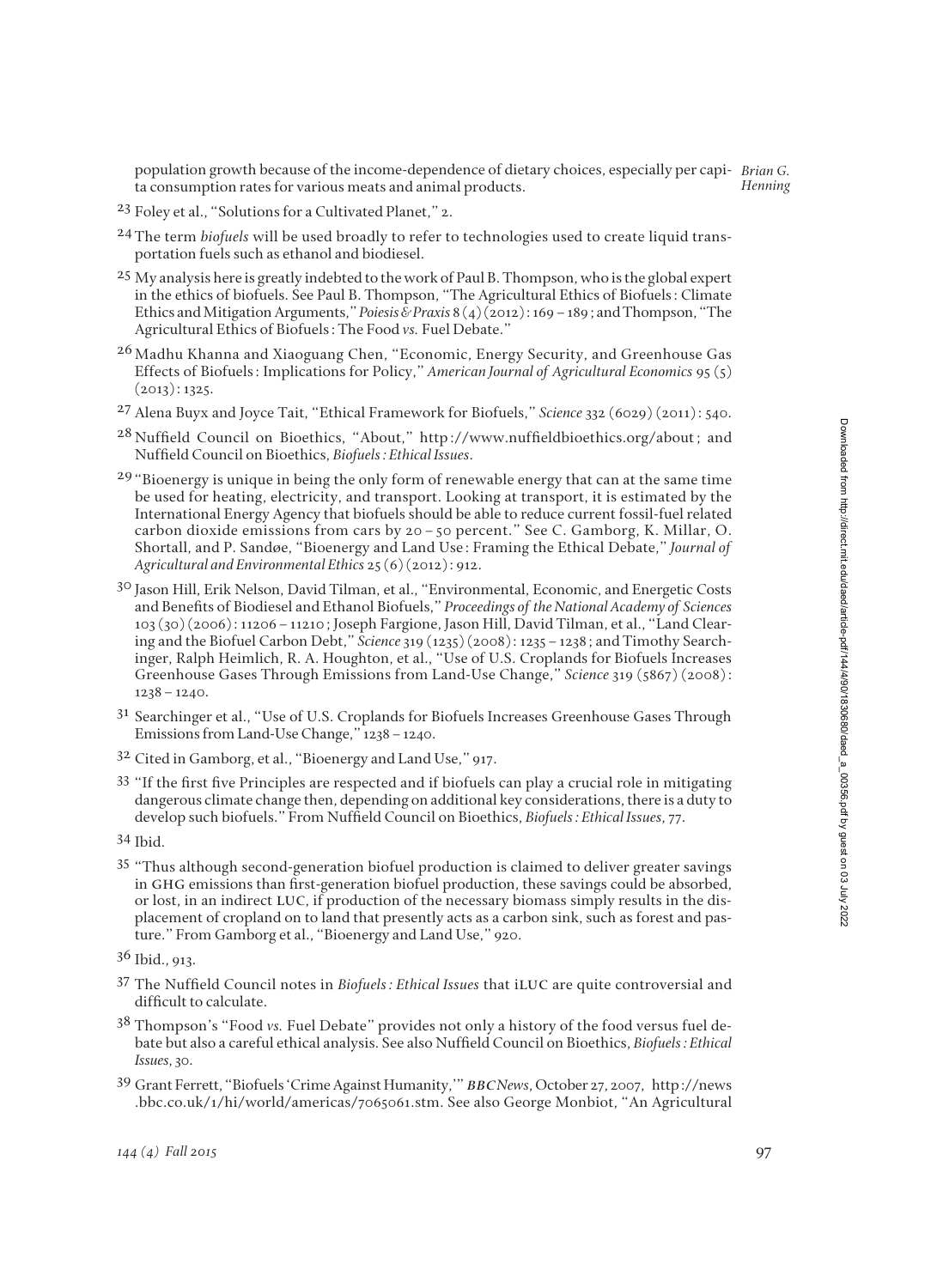population growth because of the income-dependence of dietary choices, especially per capita consumption rates for various meats and animal products.

23 Foley et al., "Solutions for a Cultivated Planet," 2.

24 The term *biofuels* will be used broadly to refer to technologies used to create liquid transportation fuels such as ethanol and biodiesel.

25 My analysis here is greatly indebted to the work of Paul B. Thompson, who is the global expert in the ethics of biofuels. See Paul B. Thompson, "The Agricultural Ethics of Biofuels: Climate Ethics and Mitigation Arguments," *Poiesis & Praxis* 8 (4) (2012): 169–189; and Thompson, "The Agricultural Ethics of Biofuels: The Food *vs.* Fuel Debate."

26 Madhu Khanna and Xiaoguang Chen, "Economic, Energy Security, and Greenhouse Gas Effects of Biofuels: Implications for Policy," *American Journal of Agricultural Economics* 95 (5) (2013): 1325.

27 Alena Buyx and Joyce Tait, "Ethical Framework for Biofuels," *Science* 332 (6029) (2011): 540.

28 Nuffield Council on Bioethics, "About," http://www.nuffieldbioethics.org/about; and Nuffield Council on Bioethics, *Biofuels: Ethical Issues*.

29 "Bioenergy is unique in being the only form of renewable energy that can at the same time be used for heating, electricity, and transport. Looking at transport, it is estimated by the International Energy Agency that biofuels should be able to reduce current fossil-fuel related carbon dioxide emissions from cars by 20–50 percent." See C. Gamborg, K. Millar, O. Shortall, and P. Sandøe, "Bioenergy and Land Use: Framing the Ethical Debate," *Journal of Agricultural and Environmental Ethics* 25 (6) (2012): 912.

30 Jason Hill, Erik Nelson, David Tilman, et al., "Environmental, Economic, and Energetic Costs and Benefits of Biodiesel and Ethanol Biofuels," *Proceedings of the National Academy of Sciences* 103 (30) (2006): 11206–11210; Joseph Fargione, Jason Hill, David Tilman, et al., "Land Clearing and the Biofuel Carbon Debt," *Science* 319 (1235) (2008): 1235–1238; and Timothy Searchinger, Ralph Heimlich, R. A. Houghton, et al., "Use of U.S. Croplands for Biofuels Increases Greenhouse Gases Through Emissions from Land-Use Change," *Science* 319 (5867) (2008): 1238–1240.

31 Searchinger et al., "Use of U.S. Croplands for Biofuels Increases Greenhouse Gases Through Emissions from Land-Use Change," 1238–1240.

32 Cited in Gamborg, et al., "Bioenergy and Land Use," 917.

33 "If the first five Principles are respected and if biofuels can play a crucial role in mitigating dangerous climate change then, depending on additional key considerations, there is a duty to develop such biofuels." From Nuffield Council on Bioethics, *Biofuels: Ethical Issues*, 77.

34 Ibid.

35 "Thus although second-generation biofuel production is claimed to deliver greater savings in GHG emissions than first-generation biofuel production, these savings could be absorbed, or lost, in an indirect LUC, if production of the necessary biomass simply results in the displacement of cropland on to land that presently acts as a carbon sink, such as forest and pasture." From Gamborg et al., "Bioenergy and Land Use," 920.

36 Ibid., 913.

37 The Nuffield Council notes in *Biofuels: Ethical Issues* that iLUC are quite controversial and difficult to calculate.

38 Thompson's "Food *vs.* Fuel Debate" provides not only a history of the food versus fuel debate but also a careful ethical analysis. See also Nuffield Council on Bioethics, *Biofuels: Ethical Issues*, 30.

39 Grant Ferrett, "Biofuels 'Crime Against Humanity,'" *BBC News*, October 27, 2007, http://news.bbc.co.uk/1/hi/world/americas/7065061.stm. See also George Monbiot, "An Agricultural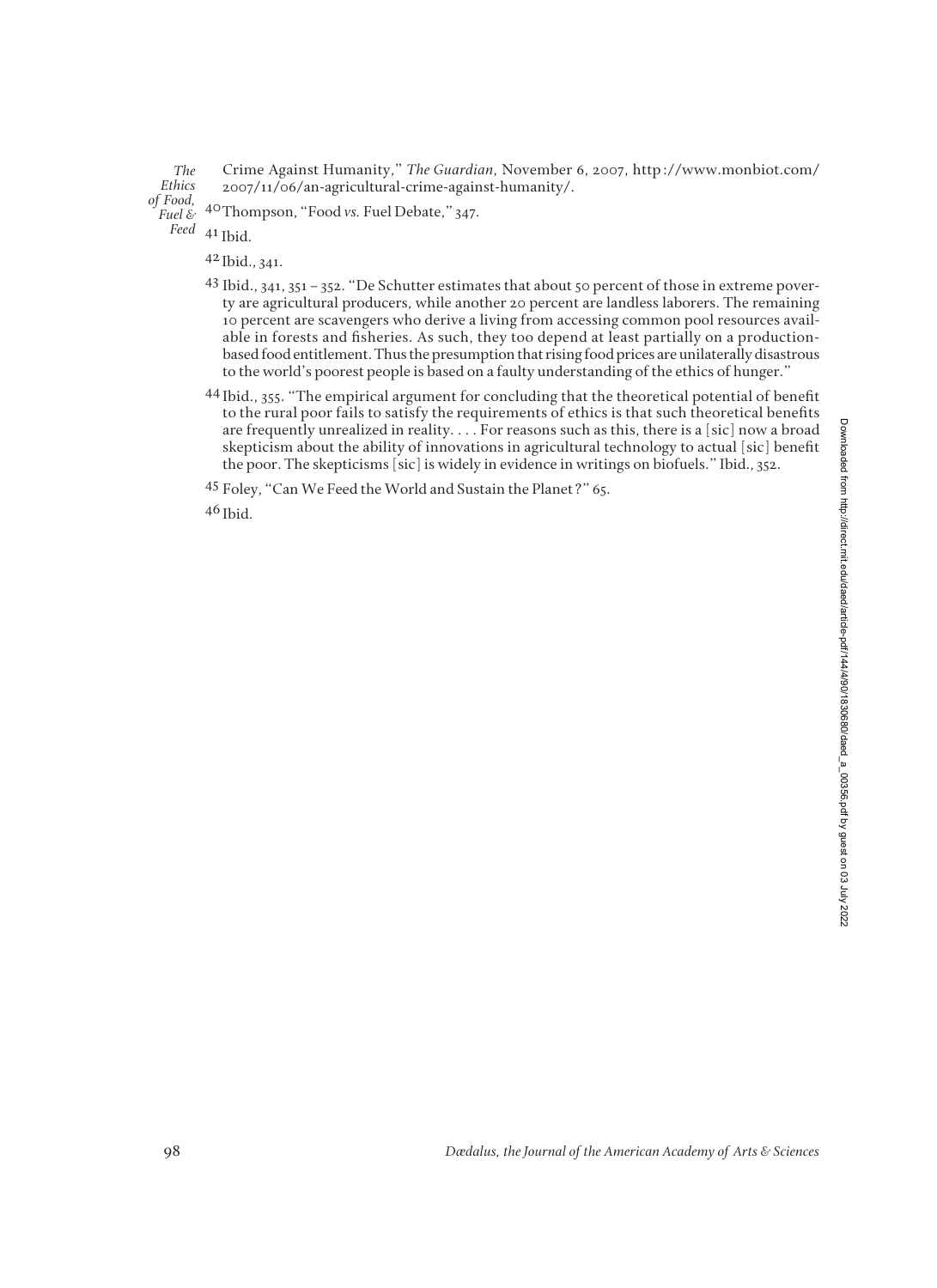Crime Against Humanity," *The Guardian*, November 6, 2007, http://www.monbiot.com/2007/11/06/an-agricultural-crime-against-humanity/.

[40] Thompson, "Food *vs.* Fuel Debate," 347.

[41] Ibid.

[42] Ibid., 341.

[43] Ibid., 341, 351–352. "De Schutter estimates that about 50 percent of those in extreme poverty are agricultural producers, while another 20 percent are landless laborers. The remaining 10 percent are scavengers who derive a living from accessing common pool resources available in forests and fisheries. As such, they too depend at least partially on a production-based food entitlement. Thus the presumption that rising food prices are unilaterally disastrous to the world's poorest people is based on a faulty understanding of the ethics of hunger."

[44] Ibid., 355. "The empirical argument for concluding that the theoretical potential of benefit to the rural poor fails to satisfy the requirements of ethics is that such theoretical benefits are frequently unrealized in reality. . . . For reasons such as this, there is a [sic] now a broad skepticism about the ability of innovations in agricultural technology to actual [sic] benefit the poor. The skepticisms [sic] is widely in evidence in writings on biofuels." Ibid., 352.

[45] Foley, "Can We Feed the World and Sustain the Planet?" 65.

[46] Ibid.